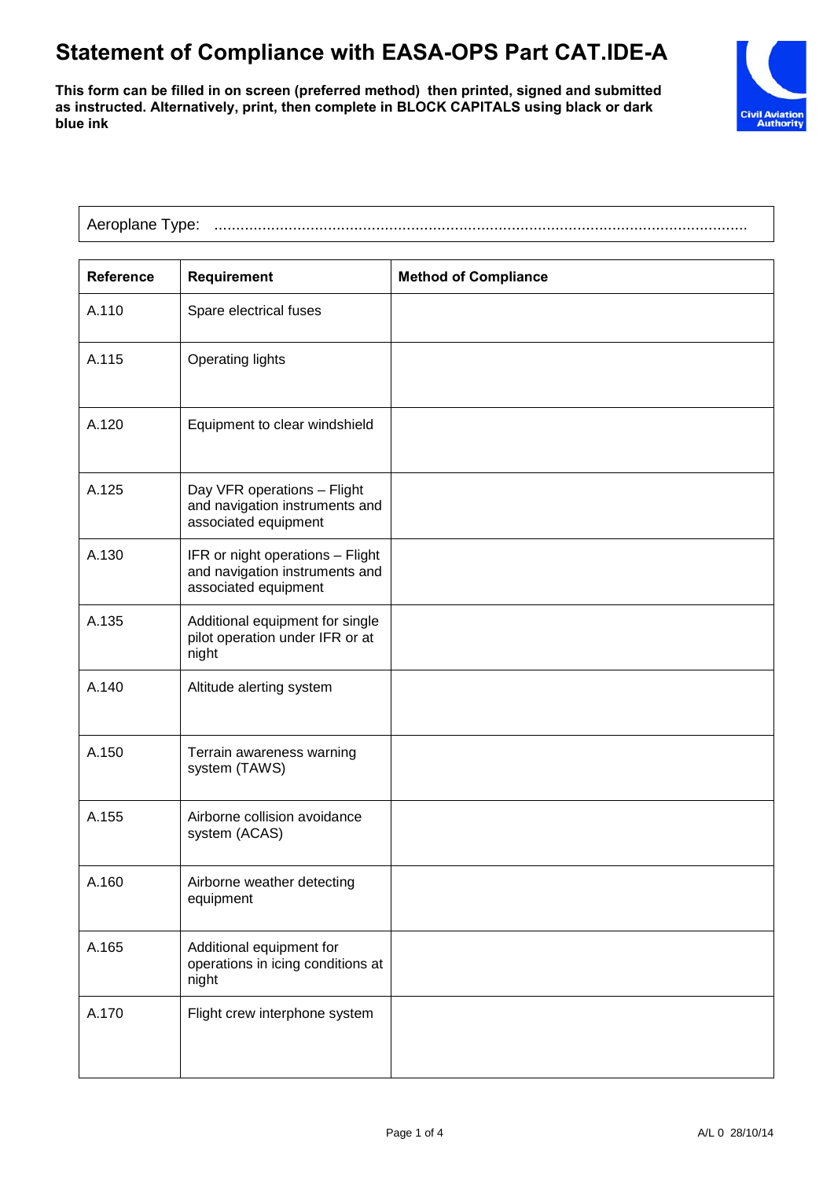# Statement of Compliance with EASA-OPS Part CAT.IDE-A

**This form can be filled in on screen (preferred method) then printed, signed and submitted as instructed. Alternatively, print, then complete in BLOCK CAPITALS using black or dark blue ink**

Civil Aviation Authority

Aeroplane Type: ..........................................................................................................................

| Reference | Requirement | Method of Compliance |
|---|---|---|
| A.110 | Spare electrical fuses | |
| A.115 | Operating lights | |
| A.120 | Equipment to clear windshield | |
| A.125 | Day VFR operations – Flight and navigation instruments and associated equipment | |
| A.130 | IFR or night operations – Flight and navigation instruments and associated equipment | |
| A.135 | Additional equipment for single pilot operation under IFR or at night | |
| A.140 | Altitude alerting system | |
| A.150 | Terrain awareness warning system (TAWS) | |
| A.155 | Airborne collision avoidance system (ACAS) | |
| A.160 | Airborne weather detecting equipment | |
| A.165 | Additional equipment for operations in icing conditions at night | |
| A.170 | Flight crew interphone system | |

A/L 0 28/10/14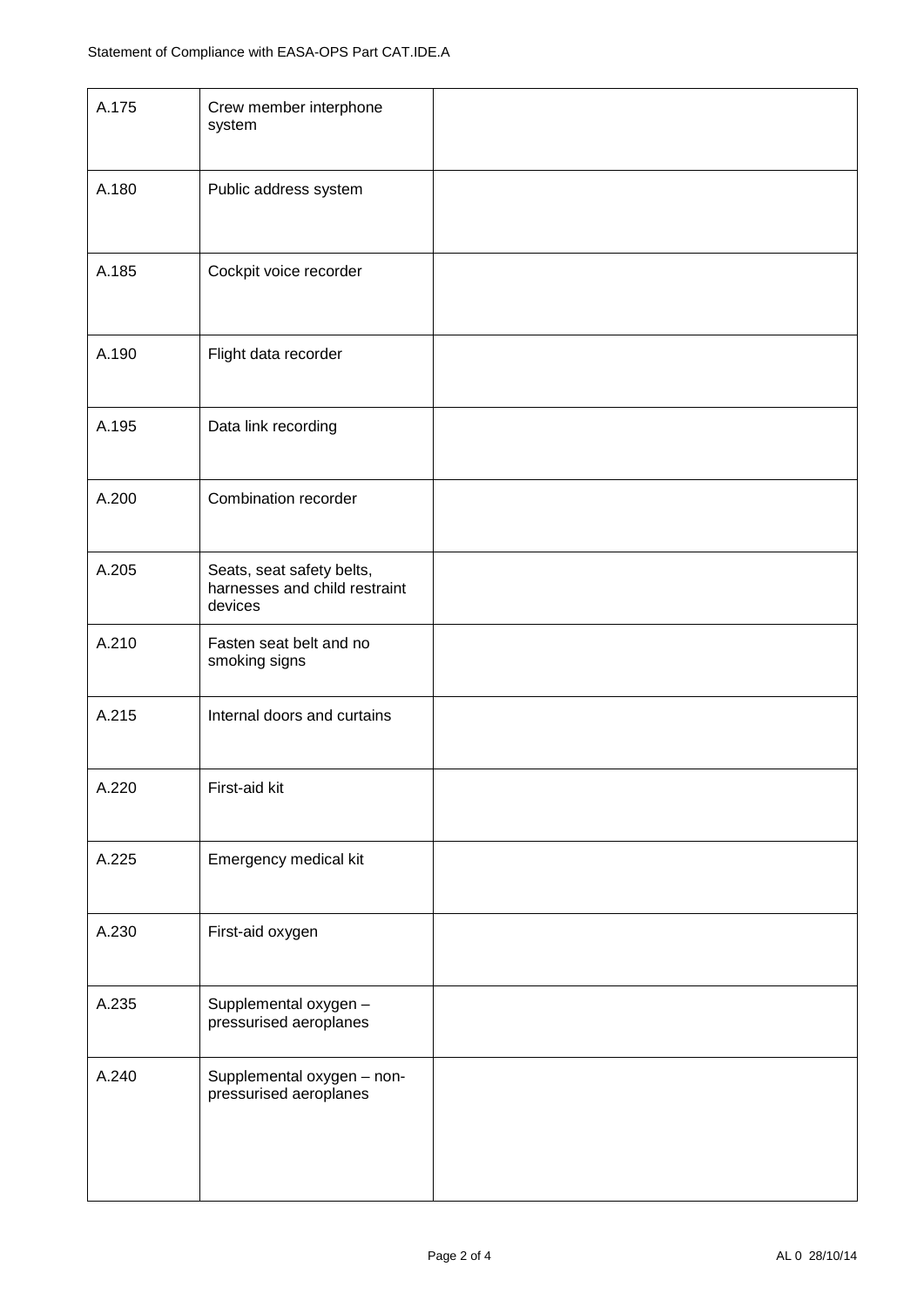| A.175 | Crew member interphone system | |
|---|---|---|
| A.180 | Public address system | |
| A.185 | Cockpit voice recorder | |
| A.190 | Flight data recorder | |
| A.195 | Data link recording | |
| A.200 | Combination recorder | |
| A.205 | Seats, seat safety belts, harnesses and child restraint devices | |
| A.210 | Fasten seat belt and no smoking signs | |
| A.215 | Internal doors and curtains | |
| A.220 | First-aid kit | |
| A.225 | Emergency medical kit | |
| A.230 | First-aid oxygen | |
| A.235 | Supplemental oxygen – pressurised aeroplanes | |
| A.240 | Supplemental oxygen – non-pressurised aeroplanes | |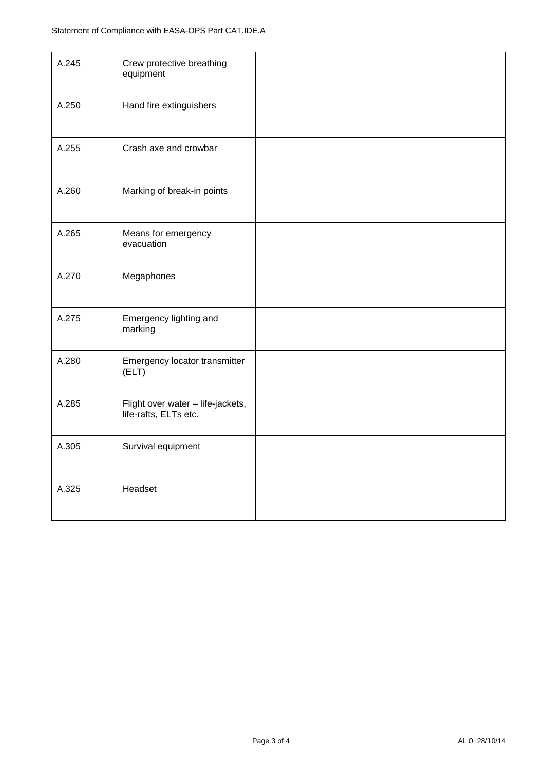| A.245 | Crew protective breathing equipment | |
|---|---|---|
| A.250 | Hand fire extinguishers | |
| A.255 | Crash axe and crowbar | |
| A.260 | Marking of break-in points | |
| A.265 | Means for emergency evacuation | |
| A.270 | Megaphones | |
| A.275 | Emergency lighting and marking | |
| A.280 | Emergency locator transmitter (ELT) | |
| A.285 | Flight over water – life-jackets, life-rafts, ELTs etc. | |
| A.305 | Survival equipment | |
| A.325 | Headset | |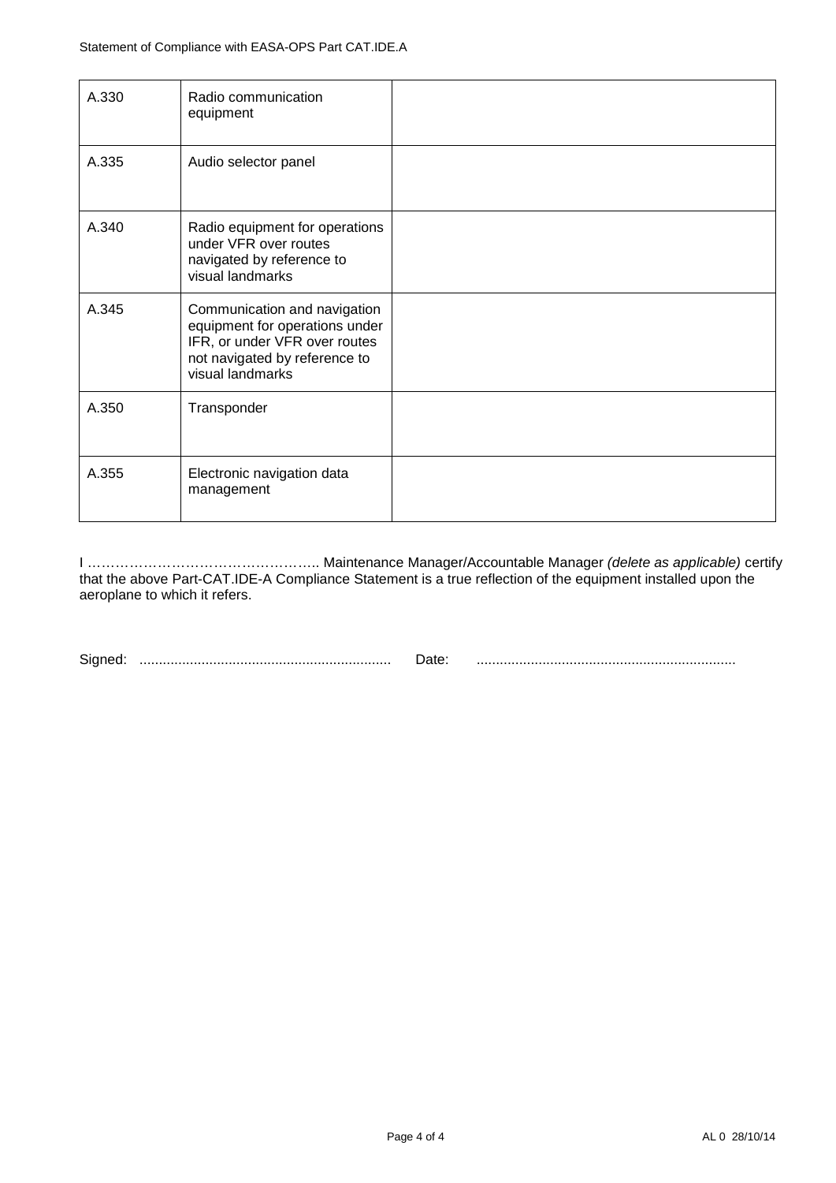| | | |
|---|---|---|
| A.330 | Radio communication equipment | |
| A.335 | Audio selector panel | |
| A.340 | Radio equipment for operations under VFR over routes navigated by reference to visual landmarks | |
| A.345 | Communication and navigation equipment for operations under IFR, or under VFR over routes not navigated by reference to visual landmarks | |
| A.350 | Transponder | |
| A.355 | Electronic navigation data management | |

I ………………………………………….. Maintenance Manager/Accountable Manager *(delete as applicable)* certify that the above Part-CAT.IDE-A Compliance Statement is a true reflection of the equipment installed upon the aeroplane to which it refers.

Signed: ................................................................ Date: ..................................................................